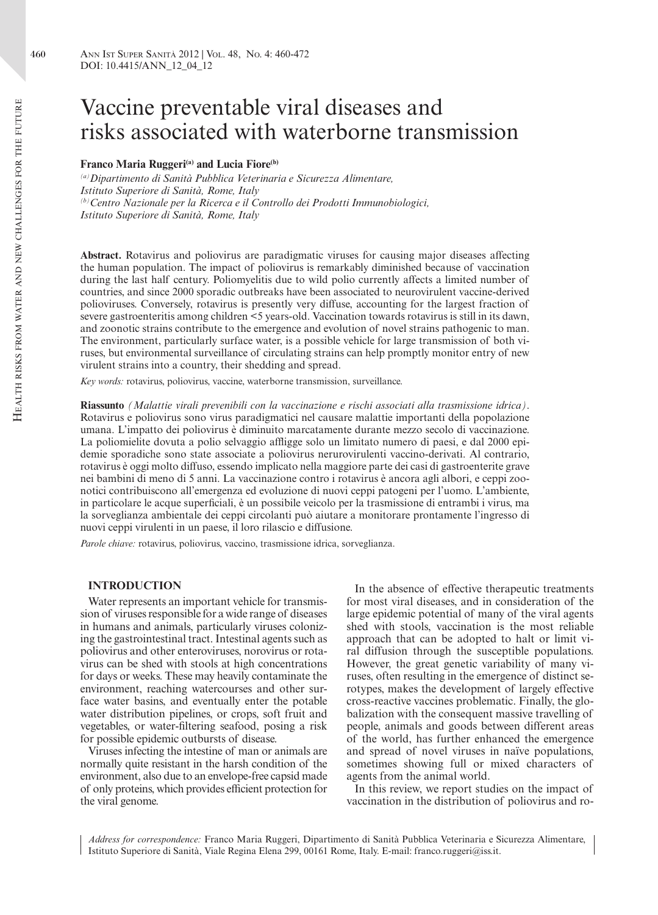# Vaccine preventable viral diseases and risks associated with waterborne transmission

**Franco Maria Ruggeri[(a)] and Lucia Fiore[(b)]**

*[(a)] Dipartimento di Sanità Pubblica Veterinaria e Sicurezza Alimentare, Istituto Superiore di Sanità, Rome, Italy*
*[(b)] Centro Nazionale per la Ricerca e il Controllo dei Prodotti Immunobiologici, Istituto Superiore di Sanità, Rome, Italy*

**Abstract.** Rotavirus and poliovirus are paradigmatic viruses for causing major diseases affecting the human population. The impact of poliovirus is remarkably diminished because of vaccination during the last half century. Poliomyelitis due to wild polio currently affects a limited number of countries, and since 2000 sporadic outbreaks have been associated to neurovirulent vaccine-derived polioviruses. Conversely, rotavirus is presently very diffuse, accounting for the largest fraction of severe gastroenteritis among children <5 years-old. Vaccination towards rotavirus is still in its dawn, and zoonotic strains contribute to the emergence and evolution of novel strains pathogenic to man. The environment, particularly surface water, is a possible vehicle for large transmission of both viruses, but environmental surveillance of circulating strains can help promptly monitor entry of new virulent strains into a country, their shedding and spread.

*Key words:* rotavirus, poliovirus, vaccine, waterborne transmission, surveillance.

**Riassunto** *(Malattie virali prevenibili con la vaccinazione e rischi associati alla trasmissione idrica)*. Rotavirus e poliovirus sono virus paradigmatici nel causare malattie importanti della popolazione umana. L'impatto dei poliovirus è diminuito marcatamente durante mezzo secolo di vaccinazione. La poliomielite dovuta a polio selvaggio affligge solo un limitato numero di paesi, e dal 2000 epidemie sporadiche sono state associate a poliovirus nerurovirulenti vaccino-derivati. Al contrario, rotavirus è oggi molto diffuso, essendo implicato nella maggiore parte dei casi di gastroenterite grave nei bambini di meno di 5 anni. La vaccinazione contro i rotavirus è ancora agli albori, e ceppi zoonotici contribuiscono all'emergenza ed evoluzione di nuovi ceppi patogeni per l'uomo. L'ambiente, in particolare le acque superficiali, è un possibile veicolo per la trasmissione di entrambi i virus, ma la sorveglianza ambientale dei ceppi circolanti può aiutare a monitorare prontamente l'ingresso di nuovi ceppi virulenti in un paese, il loro rilascio e diffusione.

*Parole chiave:* rotavirus, poliovirus, vaccino, trasmissione idrica, sorveglianza.

## INTRODUCTION

Water represents an important vehicle for transmission of viruses responsible for a wide range of diseases in humans and animals, particularly viruses colonizing the gastrointestinal tract. Intestinal agents such as poliovirus and other enteroviruses, norovirus or rotavirus can be shed with stools at high concentrations for days or weeks. These may heavily contaminate the environment, reaching watercourses and other surface water basins, and eventually enter the potable water distribution pipelines, or crops, soft fruit and vegetables, or water-filtering seafood, posing a risk for possible epidemic outbursts of disease.

Viruses infecting the intestine of man or animals are normally quite resistant in the harsh condition of the environment, also due to an envelope-free capsid made of only proteins, which provides efficient protection for the viral genome.

In the absence of effective therapeutic treatments for most viral diseases, and in consideration of the large epidemic potential of many of the viral agents shed with stools, vaccination is the most reliable approach that can be adopted to halt or limit viral diffusion through the susceptible populations. However, the great genetic variability of many viruses, often resulting in the emergence of distinct serotypes, makes the development of largely effective cross-reactive vaccines problematic. Finally, the globalization with the consequent massive travelling of people, animals and goods between different areas of the world, has further enhanced the emergence and spread of novel viruses in naïve populations, sometimes showing full or mixed characters of agents from the animal world.

In this review, we report studies on the impact of vaccination in the distribution of poliovirus and ro-

*Address for correspondence:* Franco Maria Ruggeri, Dipartimento di Sanità Pubblica Veterinaria e Sicurezza Alimentare, Istituto Superiore di Sanità, Viale Regina Elena 299, 00161 Rome, Italy. E-mail: franco.ruggeri@iss.it.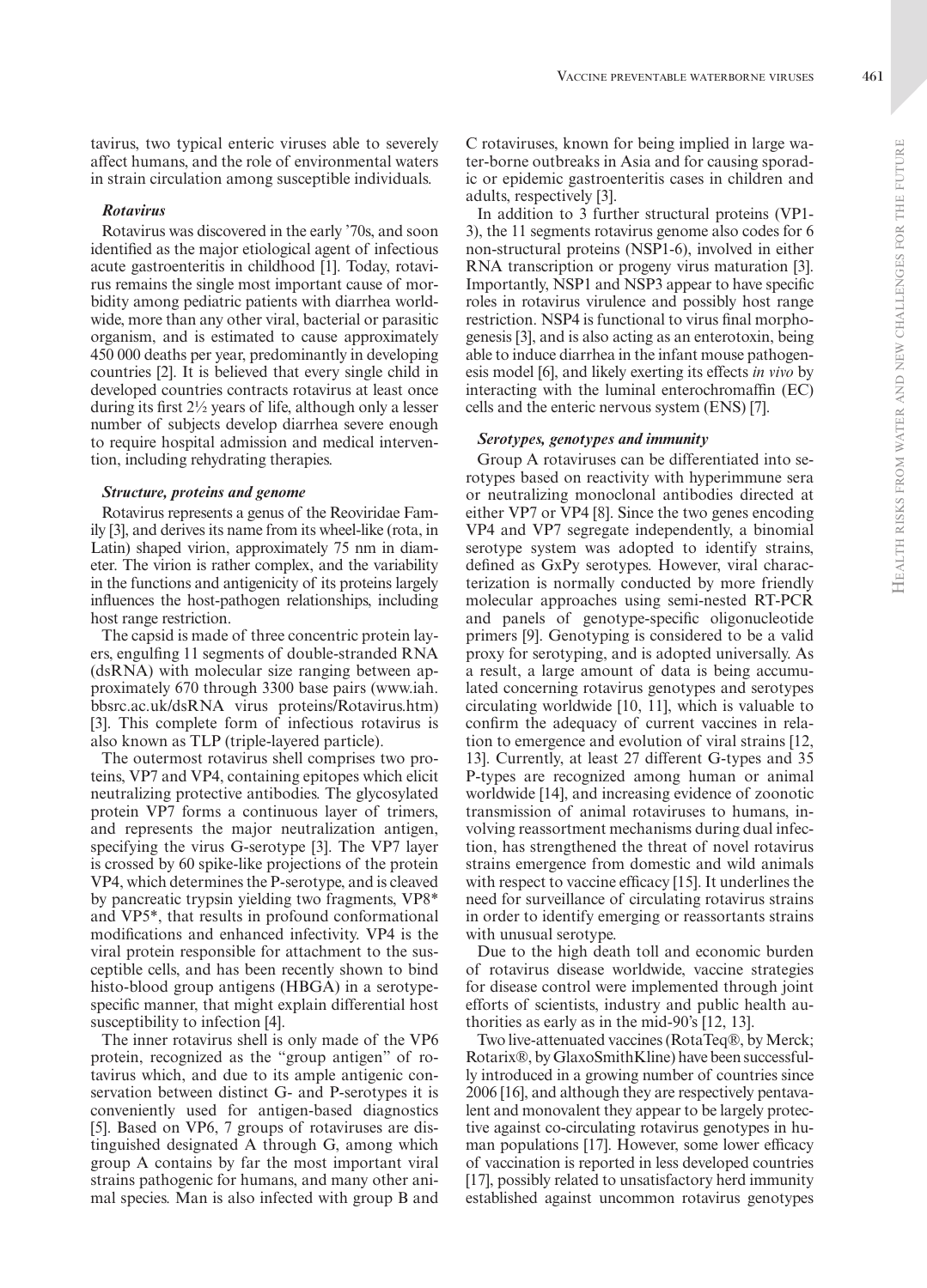tavirus, two typical enteric viruses able to severely affect humans, and the role of environmental waters in strain circulation among susceptible individuals.

### *Rotavirus*

Rotavirus was discovered in the early '70s, and soon identified as the major etiological agent of infectious acute gastroenteritis in childhood [1]. Today, rotavirus remains the single most important cause of morbidity among pediatric patients with diarrhea worldwide, more than any other viral, bacterial or parasitic organism, and is estimated to cause approximately 450 000 deaths per year, predominantly in developing countries [2]. It is believed that every single child in developed countries contracts rotavirus at least once during its first 2½ years of life, although only a lesser number of subjects develop diarrhea severe enough to require hospital admission and medical intervention, including rehydrating therapies.

### *Structure, proteins and genome*

Rotavirus represents a genus of the Reoviridae Family [3], and derives its name from its wheel-like (rota, in Latin) shaped virion, approximately 75 nm in diameter. The virion is rather complex, and the variability in the functions and antigenicity of its proteins largely influences the host-pathogen relationships, including host range restriction.

The capsid is made of three concentric protein layers, engulfing 11 segments of double-stranded RNA (dsRNA) with molecular size ranging between approximately 670 through 3300 base pairs (www.iah.bbsrc.ac.uk/dsRNA virus proteins/Rotavirus.htm) [3]. This complete form of infectious rotavirus is also known as TLP (triple-layered particle).

The outermost rotavirus shell comprises two proteins, VP7 and VP4, containing epitopes which elicit neutralizing protective antibodies. The glycosylated protein VP7 forms a continuous layer of trimers, and represents the major neutralization antigen, specifying the virus G-serotype [3]. The VP7 layer is crossed by 60 spike-like projections of the protein VP4, which determines the P-serotype, and is cleaved by pancreatic trypsin yielding two fragments, VP8* and VP5*, that results in profound conformational modifications and enhanced infectivity. VP4 is the viral protein responsible for attachment to the susceptible cells, and has been recently shown to bind histo-blood group antigens (HBGA) in a serotype-specific manner, that might explain differential host susceptibility to infection [4].

The inner rotavirus shell is only made of the VP6 protein, recognized as the "group antigen" of rotavirus which, and due to its ample antigenic conservation between distinct G- and P-serotypes it is conveniently used for antigen-based diagnostics [5]. Based on VP6, 7 groups of rotaviruses are distinguished designated A through G, among which group A contains by far the most important viral strains pathogenic for humans, and many other animal species. Man is also infected with group B and C rotaviruses, known for being implied in large water-borne outbreaks in Asia and for causing sporadic or epidemic gastroenteritis cases in children and adults, respectively [3].

In addition to 3 further structural proteins (VP1-3), the 11 segments rotavirus genome also codes for 6 non-structural proteins (NSP1-6), involved in either RNA transcription or progeny virus maturation [3]. Importantly, NSP1 and NSP3 appear to have specific roles in rotavirus virulence and possibly host range restriction. NSP4 is functional to virus final morphogenesis [3], and is also acting as an enterotoxin, being able to induce diarrhea in the infant mouse pathogenesis model [6], and likely exerting its effects *in vivo* by interacting with the luminal enterochromaffin (EC) cells and the enteric nervous system (ENS) [7].

### *Serotypes, genotypes and immunity*

Group A rotaviruses can be differentiated into serotypes based on reactivity with hyperimmune sera or neutralizing monoclonal antibodies directed at either VP7 or VP4 [8]. Since the two genes encoding VP4 and VP7 segregate independently, a binomial serotype system was adopted to identify strains, defined as GxPy serotypes. However, viral characterization is normally conducted by more friendly molecular approaches using semi-nested RT-PCR and panels of genotype-specific oligonucleotide primers [9]. Genotyping is considered to be a valid proxy for serotyping, and is adopted universally. As a result, a large amount of data is being accumulated concerning rotavirus genotypes and serotypes circulating worldwide [10, 11], which is valuable to confirm the adequacy of current vaccines in relation to emergence and evolution of viral strains [12, 13]. Currently, at least 27 different G-types and 35 P-types are recognized among human or animal worldwide [14], and increasing evidence of zoonotic transmission of animal rotaviruses to humans, involving reassortment mechanisms during dual infection, has strengthened the threat of novel rotavirus strains emergence from domestic and wild animals with respect to vaccine efficacy [15]. It underlines the need for surveillance of circulating rotavirus strains in order to identify emerging or reassortants strains with unusual serotype.

Due to the high death toll and economic burden of rotavirus disease worldwide, vaccine strategies for disease control were implemented through joint efforts of scientists, industry and public health authorities as early as in the mid-90's [12, 13].

Two live-attenuated vaccines (RotaTeq®, by Merck; Rotarix®, by GlaxoSmithKline) have been successfully introduced in a growing number of countries since 2006 [16], and although they are respectively pentavalent and monovalent they appear to be largely protective against co-circulating rotavirus genotypes in human populations [17]. However, some lower efficacy of vaccination is reported in less developed countries [17], possibly related to unsatisfactory herd immunity established against uncommon rotavirus genotypes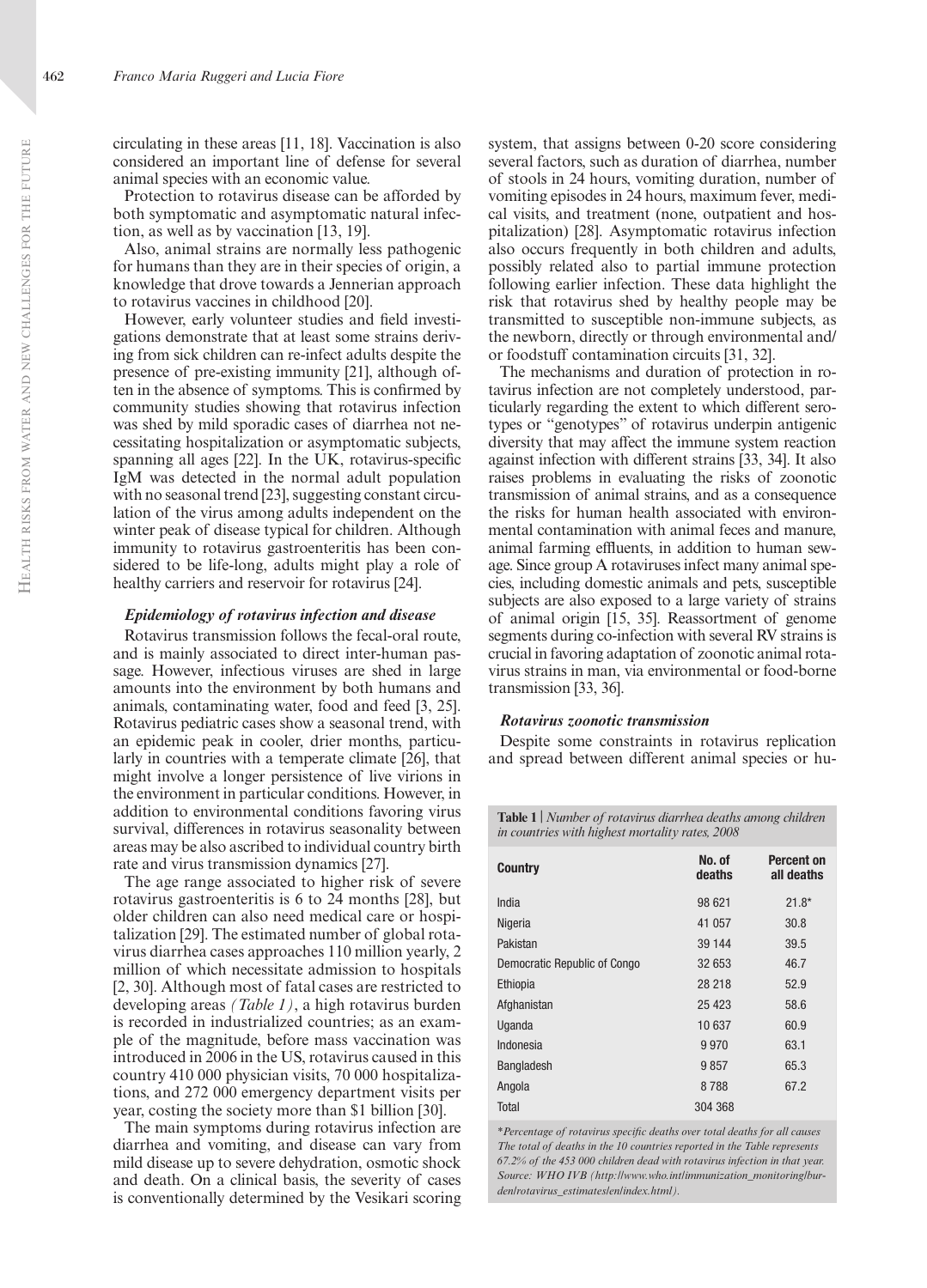circulating in these areas [11, 18]. Vaccination is also considered an important line of defense for several animal species with an economic value.

Protection to rotavirus disease can be afforded by both symptomatic and asymptomatic natural infection, as well as by vaccination [13, 19].

Also, animal strains are normally less pathogenic for humans than they are in their species of origin, a knowledge that drove towards a Jennerian approach to rotavirus vaccines in childhood [20].

However, early volunteer studies and field investigations demonstrate that at least some strains deriving from sick children can re-infect adults despite the presence of pre-existing immunity [21], although often in the absence of symptoms. This is confirmed by community studies showing that rotavirus infection was shed by mild sporadic cases of diarrhea not necessitating hospitalization or asymptomatic subjects, spanning all ages [22]. In the UK, rotavirus-specific IgM was detected in the normal adult population with no seasonal trend [23], suggesting constant circulation of the virus among adults independent on the winter peak of disease typical for children. Although immunity to rotavirus gastroenteritis has been considered to be life-long, adults might play a role of healthy carriers and reservoir for rotavirus [24].

### *Epidemiology of rotavirus infection and disease*

Rotavirus transmission follows the fecal-oral route, and is mainly associated to direct inter-human passage. However, infectious viruses are shed in large amounts into the environment by both humans and animals, contaminating water, food and feed [3, 25]. Rotavirus pediatric cases show a seasonal trend, with an epidemic peak in cooler, drier months, particularly in countries with a temperate climate [26], that might involve a longer persistence of live virions in the environment in particular conditions. However, in addition to environmental conditions favoring virus survival, differences in rotavirus seasonality between areas may be also ascribed to individual country birth rate and virus transmission dynamics [27].

The age range associated to higher risk of severe rotavirus gastroenteritis is 6 to 24 months [28], but older children can also need medical care or hospitalization [29]. The estimated number of global rotavirus diarrhea cases approaches 110 million yearly, 2 million of which necessitate admission to hospitals [2, 30]. Although most of fatal cases are restricted to developing areas *(Table 1)*, a high rotavirus burden is recorded in industrialized countries; as an example of the magnitude, before mass vaccination was introduced in 2006 in the US, rotavirus caused in this country 410 000 physician visits, 70 000 hospitalizations, and 272 000 emergency department visits per year, costing the society more than $1 billion [30].

The main symptoms during rotavirus infection are diarrhea and vomiting, and disease can vary from mild disease up to severe dehydration, osmotic shock and death. On a clinical basis, the severity of cases is conventionally determined by the Vesikari scoring system, that assigns between 0-20 score considering several factors, such as duration of diarrhea, number of stools in 24 hours, vomiting duration, number of vomiting episodes in 24 hours, maximum fever, medical visits, and treatment (none, outpatient and hospitalization) [28]. Asymptomatic rotavirus infection also occurs frequently in both children and adults, possibly related also to partial immune protection following earlier infection. These data highlight the risk that rotavirus shed by healthy people may be transmitted to susceptible non-immune subjects, as the newborn, directly or through environmental and/or foodstuff contamination circuits [31, 32].

The mechanisms and duration of protection in rotavirus infection are not completely understood, particularly regarding the extent to which different serotypes or "genotypes" of rotavirus underpin antigenic diversity that may affect the immune system reaction against infection with different strains [33, 34]. It also raises problems in evaluating the risks of zoonotic transmission of animal strains, and as a consequence the risks for human health associated with environmental contamination with animal feces and manure, animal farming effluents, in addition to human sewage. Since group A rotaviruses infect many animal species, including domestic animals and pets, susceptible subjects are also exposed to a large variety of strains of animal origin [15, 35]. Reassortment of genome segments during co-infection with several RV strains is crucial in favoring adaptation of zoonotic animal rotavirus strains in man, via environmental or food-borne transmission [33, 36].

### *Rotavirus zoonotic transmission*

Despite some constraints in rotavirus replication and spread between different animal species or hu-

**Table 1** | *Number of rotavirus diarrhea deaths among children in countries with highest mortality rates, 2008*

| Country | No. of deaths | Percent on all deaths |
|---|---|---|
| India | 98 621 | 21.8* |
| Nigeria | 41 057 | 30.8 |
| Pakistan | 39 144 | 39.5 |
| Democratic Republic of Congo | 32 653 | 46.7 |
| Ethiopia | 28 218 | 52.9 |
| Afghanistan | 25 423 | 58.6 |
| Uganda | 10 637 | 60.9 |
| Indonesia | 9 970 | 63.1 |
| Bangladesh | 9 857 | 65.3 |
| Angola | 8 788 | 67.2 |
| Total | 304 368 | |

*\*Percentage of rotavirus specific deaths over total deaths for all causes*
*The total of deaths in the 10 countries reported in the Table represents 67.2% of the 453 000 children dead with rotavirus infection in that year.*
*Source: WHO IVB (http://www.who.int/immunization_monitoring/burden/rotavirus_estimates/en/index.html).*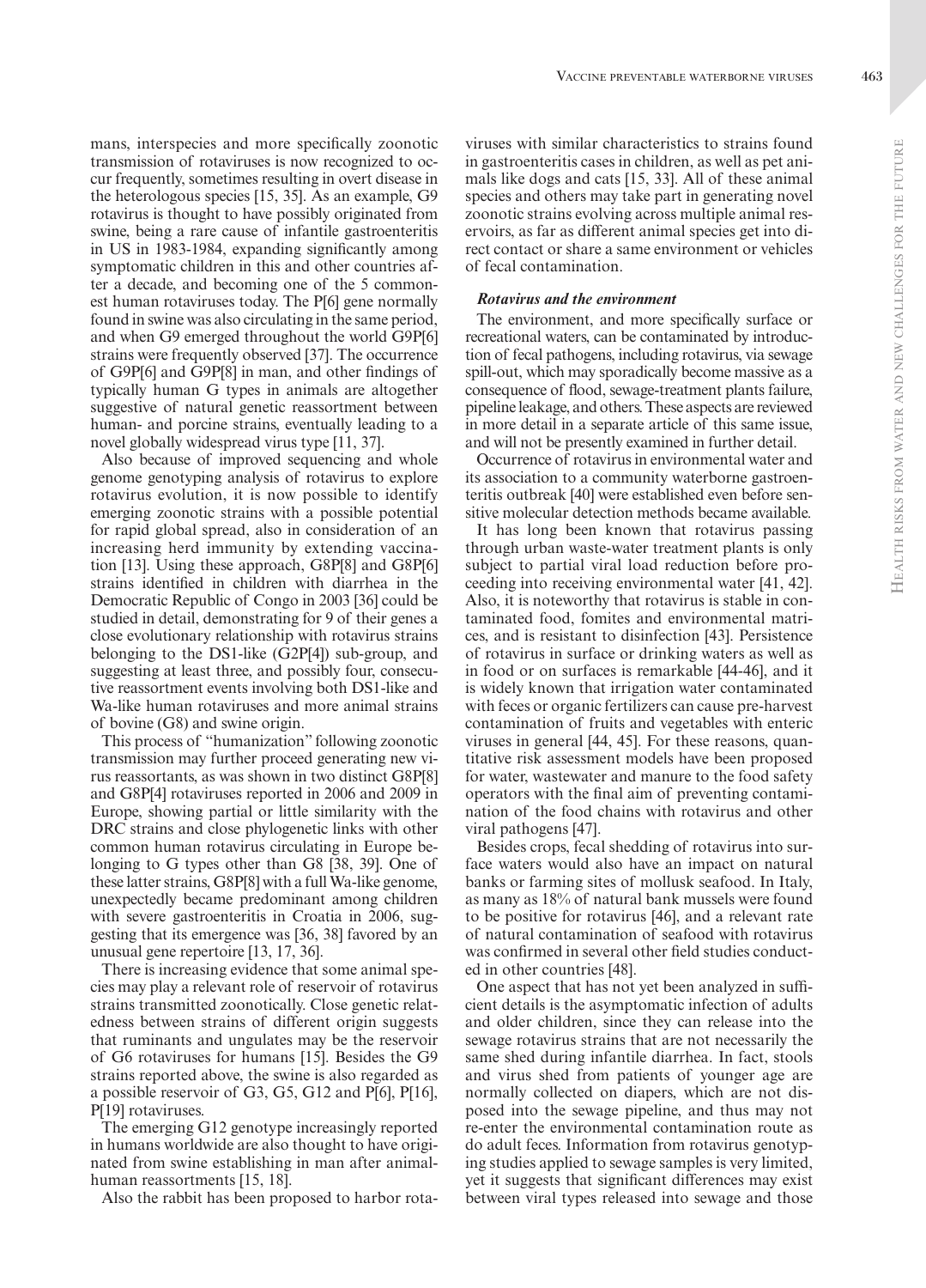mans, interspecies and more specifically zoonotic transmission of rotaviruses is now recognized to occur frequently, sometimes resulting in overt disease in the heterologous species [15, 35]. As an example, G9 rotavirus is thought to have possibly originated from swine, being a rare cause of infantile gastroenteritis in US in 1983-1984, expanding significantly among symptomatic children in this and other countries after a decade, and becoming one of the 5 commonest human rotaviruses today. The P[6] gene normally found in swine was also circulating in the same period, and when G9 emerged throughout the world G9P[6] strains were frequently observed [37]. The occurrence of G9P[6] and G9P[8] in man, and other findings of typically human G types in animals are altogether suggestive of natural genetic reassortment between human- and porcine strains, eventually leading to a novel globally widespread virus type [11, 37].

Also because of improved sequencing and whole genome genotyping analysis of rotavirus to explore rotavirus evolution, it is now possible to identify emerging zoonotic strains with a possible potential for rapid global spread, also in consideration of an increasing herd immunity by extending vaccination [13]. Using these approach, G8P[8] and G8P[6] strains identified in children with diarrhea in the Democratic Republic of Congo in 2003 [36] could be studied in detail, demonstrating for 9 of their genes a close evolutionary relationship with rotavirus strains belonging to the DS1-like (G2P[4]) sub-group, and suggesting at least three, and possibly four, consecutive reassortment events involving both DS1-like and Wa-like human rotaviruses and more animal strains of bovine (G8) and swine origin.

This process of "humanization" following zoonotic transmission may further proceed generating new virus reassortants, as was shown in two distinct G8P[8] and G8P[4] rotaviruses reported in 2006 and 2009 in Europe, showing partial or little similarity with the DRC strains and close phylogenetic links with other common human rotavirus circulating in Europe belonging to G types other than G8 [38, 39]. One of these latter strains, G8P[8] with a full Wa-like genome, unexpectedly became predominant among children with severe gastroenteritis in Croatia in 2006, suggesting that its emergence was [36, 38] favored by an unusual gene repertoire [13, 17, 36].

There is increasing evidence that some animal species may play a relevant role of reservoir of rotavirus strains transmitted zoonotically. Close genetic relatedness between strains of different origin suggests that ruminants and ungulates may be the reservoir of G6 rotaviruses for humans [15]. Besides the G9 strains reported above, the swine is also regarded as a possible reservoir of G3, G5, G12 and P[6], P[16], P[19] rotaviruses.

The emerging G12 genotype increasingly reported in humans worldwide are also thought to have originated from swine establishing in man after animal-human reassortments [15, 18].

Also the rabbit has been proposed to harbor rotaviruses with similar characteristics to strains found in gastroenteritis cases in children, as well as pet animals like dogs and cats [15, 33]. All of these animal species and others may take part in generating novel zoonotic strains evolving across multiple animal reservoirs, as far as different animal species get into direct contact or share a same environment or vehicles of fecal contamination.

### *Rotavirus and the environment*

The environment, and more specifically surface or recreational waters, can be contaminated by introduction of fecal pathogens, including rotavirus, via sewage spill-out, which may sporadically become massive as a consequence of flood, sewage-treatment plants failure, pipeline leakage, and others. These aspects are reviewed in more detail in a separate article of this same issue, and will not be presently examined in further detail.

Occurrence of rotavirus in environmental water and its association to a community waterborne gastroenteritis outbreak [40] were established even before sensitive molecular detection methods became available.

It has long been known that rotavirus passing through urban waste-water treatment plants is only subject to partial viral load reduction before proceeding into receiving environmental water [41, 42]. Also, it is noteworthy that rotavirus is stable in contaminated food, fomites and environmental matrices, and is resistant to disinfection [43]. Persistence of rotavirus in surface or drinking waters as well as in food or on surfaces is remarkable [44-46], and it is widely known that irrigation water contaminated with feces or organic fertilizers can cause pre-harvest contamination of fruits and vegetables with enteric viruses in general [44, 45]. For these reasons, quantitative risk assessment models have been proposed for water, wastewater and manure to the food safety operators with the final aim of preventing contamination of the food chains with rotavirus and other viral pathogens [47].

Besides crops, fecal shedding of rotavirus into surface waters would also have an impact on natural banks or farming sites of mollusk seafood. In Italy, as many as 18% of natural bank mussels were found to be positive for rotavirus [46], and a relevant rate of natural contamination of seafood with rotavirus was confirmed in several other field studies conducted in other countries [48].

One aspect that has not yet been analyzed in sufficient details is the asymptomatic infection of adults and older children, since they can release into the sewage rotavirus strains that are not necessarily the same shed during infantile diarrhea. In fact, stools and virus shed from patients of younger age are normally collected on diapers, which are not disposed into the sewage pipeline, and thus may not re-enter the environmental contamination route as do adult feces. Information from rotavirus genotyping studies applied to sewage samples is very limited, yet it suggests that significant differences may exist between viral types released into sewage and those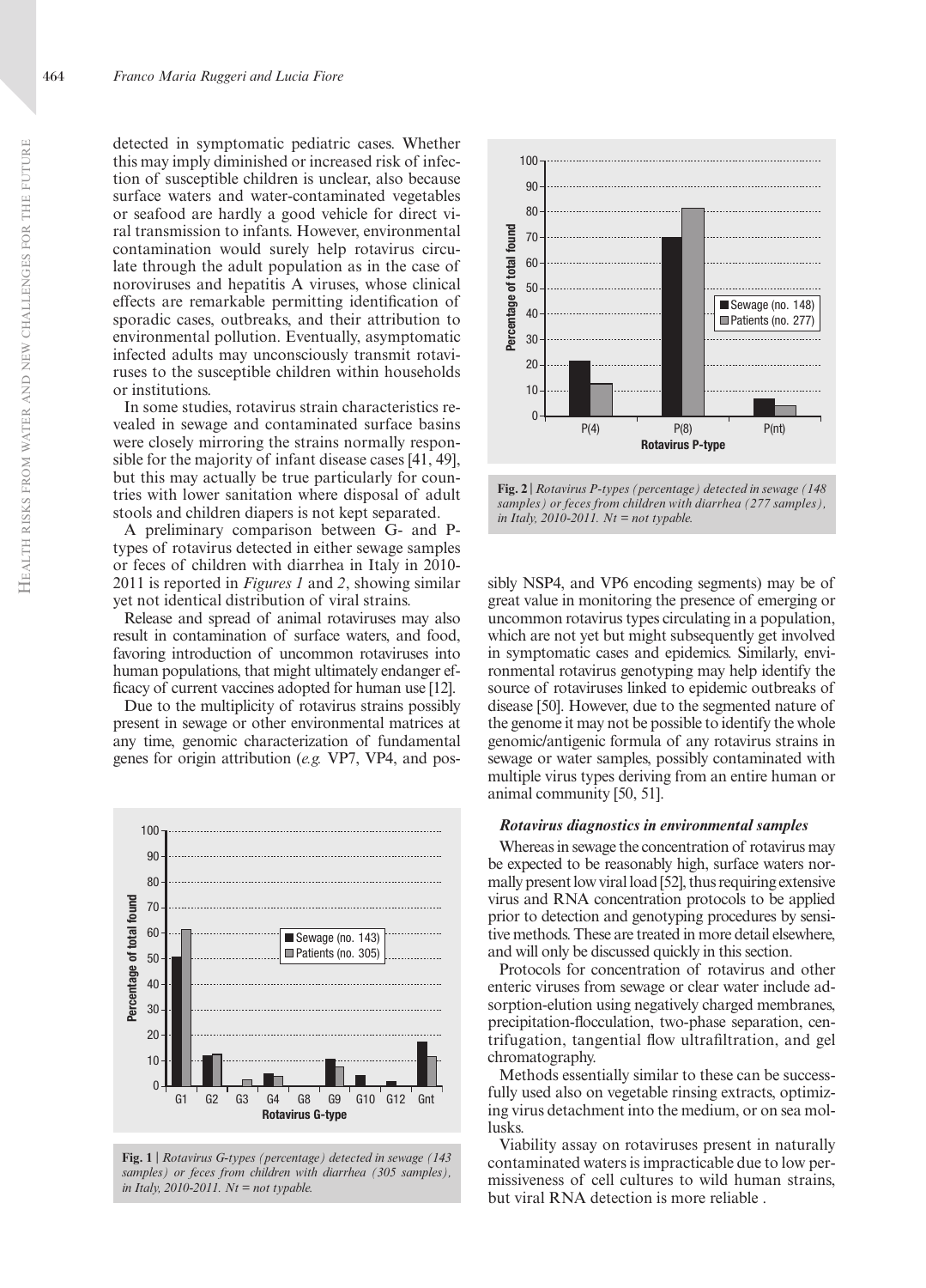detected in symptomatic pediatric cases. Whether this may imply diminished or increased risk of infection of susceptible children is unclear, also because surface waters and water-contaminated vegetables or seafood are hardly a good vehicle for direct viral transmission to infants. However, environmental contamination would surely help rotavirus circulate through the adult population as in the case of noroviruses and hepatitis A viruses, whose clinical effects are remarkable permitting identification of sporadic cases, outbreaks, and their attribution to environmental pollution. Eventually, asymptomatic infected adults may unconsciously transmit rotaviruses to the susceptible children within households or institutions.

In some studies, rotavirus strain characteristics revealed in sewage and contaminated surface basins were closely mirroring the strains normally responsible for the majority of infant disease cases [41, 49], but this may actually be true particularly for countries with lower sanitation where disposal of adult stools and children diapers is not kept separated.

A preliminary comparison between G- and P-types of rotavirus detected in either sewage samples or feces of children with diarrhea in Italy in 2010-2011 is reported in *Figures 1* and *2*, showing similar yet not identical distribution of viral strains.

Release and spread of animal rotaviruses may also result in contamination of surface waters, and food, favoring introduction of uncommon rotaviruses into human populations, that might ultimately endanger efficacy of current vaccines adopted for human use [12].

Due to the multiplicity of rotavirus strains possibly present in sewage or other environmental matrices at any time, genomic characterization of fundamental genes for origin attribution (*e.g.* VP7, VP4, and possibly NSP4, and VP6 encoding segments) may be of great value in monitoring the presence of emerging or uncommon rotavirus types circulating in a population, which are not yet but might subsequently get involved in symptomatic cases and epidemics. Similarly, environmental rotavirus genotyping may help identify the source of rotaviruses linked to epidemic outbreaks of disease [50]. However, due to the segmented nature of the genome it may not be possible to identify the whole genomic/antigenic formula of any rotavirus strains in sewage or water samples, possibly contaminated with multiple virus types deriving from an entire human or animal community [50, 51].

**Fig. 1** | *Rotavirus G-types (percentage) detected in sewage (143 samples) or feces from children with diarrhea (305 samples), in Italy, 2010-2011. Nt = not typable.*

**Fig. 2** | *Rotavirus P-types (percentage) detected in sewage (148 samples) or feces from children with diarrhea (277 samples), in Italy, 2010-2011. Nt = not typable.*

### *Rotavirus diagnostics in environmental samples*

Whereas in sewage the concentration of rotavirus may be expected to be reasonably high, surface waters normally present low viral load [52], thus requiring extensive virus and RNA concentration protocols to be applied prior to detection and genotyping procedures by sensitive methods. These are treated in more detail elsewhere, and will only be discussed quickly in this section.

Protocols for concentration of rotavirus and other enteric viruses from sewage or clear water include adsorption-elution using negatively charged membranes, precipitation-flocculation, two-phase separation, centrifugation, tangential flow ultrafiltration, and gel chromatography.

Methods essentially similar to these can be successfully used also on vegetable rinsing extracts, optimizing virus detachment into the medium, or on sea mollusks.

Viability assay on rotaviruses present in naturally contaminated waters is impracticable due to low permissiveness of cell cultures to wild human strains, but viral RNA detection is more reliable .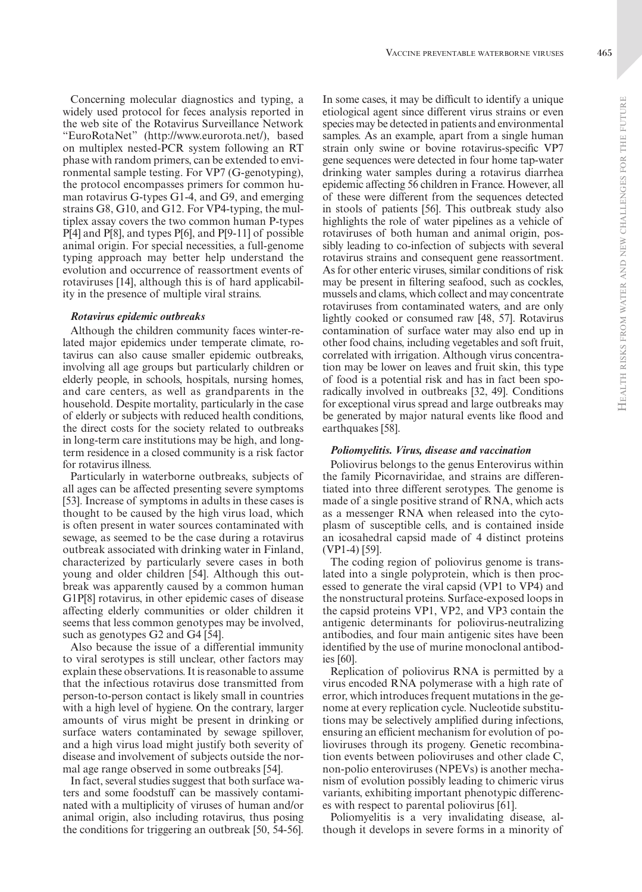Concerning molecular diagnostics and typing, a widely used protocol for feces analysis reported in the web site of the Rotavirus Surveillance Network "EuroRotaNet" (http://www.eurorota.net/), based on multiplex nested-PCR system following an RT phase with random primers, can be extended to environmental sample testing. For VP7 (G-genotyping), the protocol encompasses primers for common human rotavirus G-types G1-4, and G9, and emerging strains G8, G10, and G12. For VP4-typing, the multiplex assay covers the two common human P-types P[4] and P[8], and types P[6], and P[9-11] of possible animal origin. For special necessities, a full-genome typing approach may better help understand the evolution and occurrence of reassortment events of rotaviruses [14], although this is of hard applicability in the presence of multiple viral strains.

#### *Rotavirus epidemic outbreaks*

Although the children community faces winter-related major epidemics under temperate climate, rotavirus can also cause smaller epidemic outbreaks, involving all age groups but particularly children or elderly people, in schools, hospitals, nursing homes, and care centers, as well as grandparents in the household. Despite mortality, particularly in the case of elderly or subjects with reduced health conditions, the direct costs for the society related to outbreaks in long-term care institutions may be high, and long-term residence in a closed community is a risk factor for rotavirus illness.

Particularly in waterborne outbreaks, subjects of all ages can be affected presenting severe symptoms [53]. Increase of symptoms in adults in these cases is thought to be caused by the high virus load, which is often present in water sources contaminated with sewage, as seemed to be the case during a rotavirus outbreak associated with drinking water in Finland, characterized by particularly severe cases in both young and older children [54]. Although this outbreak was apparently caused by a common human G1P[8] rotavirus, in other epidemic cases of disease affecting elderly communities or older children it seems that less common genotypes may be involved, such as genotypes G2 and G4 [54].

Also because the issue of a differential immunity to viral serotypes is still unclear, other factors may explain these observations. It is reasonable to assume that the infectious rotavirus dose transmitted from person-to-person contact is likely small in countries with a high level of hygiene. On the contrary, larger amounts of virus might be present in drinking or surface waters contaminated by sewage spillover, and a high virus load might justify both severity of disease and involvement of subjects outside the normal age range observed in some outbreaks [54].

In fact, several studies suggest that both surface waters and some foodstuff can be massively contaminated with a multiplicity of viruses of human and/or animal origin, also including rotavirus, thus posing the conditions for triggering an outbreak [50, 54-56]. In some cases, it may be difficult to identify a unique etiological agent since different virus strains or even species may be detected in patients and environmental samples. As an example, apart from a single human strain only swine or bovine rotavirus-specific VP7 gene sequences were detected in four home tap-water drinking water samples during a rotavirus diarrhea epidemic affecting 56 children in France. However, all of these were different from the sequences detected in stools of patients [56]. This outbreak study also highlights the role of water pipelines as a vehicle of rotaviruses of both human and animal origin, possibly leading to co-infection of subjects with several rotavirus strains and consequent gene reassortment. As for other enteric viruses, similar conditions of risk may be present in filtering seafood, such as cockles, mussels and clams, which collect and may concentrate rotaviruses from contaminated waters, and are only lightly cooked or consumed raw [48, 57]. Rotavirus contamination of surface water may also end up in other food chains, including vegetables and soft fruit, correlated with irrigation. Although virus concentration may be lower on leaves and fruit skin, this type of food is a potential risk and has in fact been sporadically involved in outbreaks [32, 49]. Conditions for exceptional virus spread and large outbreaks may be generated by major natural events like flood and earthquakes [58].

#### *Poliomyelitis. Virus, disease and vaccination*

Poliovirus belongs to the genus Enterovirus within the family Picornaviridae, and strains are differentiated into three different serotypes. The genome is made of a single positive strand of RNA, which acts as a messenger RNA when released into the cytoplasm of susceptible cells, and is contained inside an icosahedral capsid made of 4 distinct proteins (VP1-4) [59].

The coding region of poliovirus genome is translated into a single polyprotein, which is then processed to generate the viral capsid (VP1 to VP4) and the nonstructural proteins. Surface-exposed loops in the capsid proteins VP1, VP2, and VP3 contain the antigenic determinants for poliovirus-neutralizing antibodies, and four main antigenic sites have been identified by the use of murine monoclonal antibodies [60].

Replication of poliovirus RNA is permitted by a virus encoded RNA polymerase with a high rate of error, which introduces frequent mutations in the genome at every replication cycle. Nucleotide substitutions may be selectively amplified during infections, ensuring an efficient mechanism for evolution of polioviruses through its progeny. Genetic recombination events between polioviruses and other clade C, non-polio enteroviruses (NPEVs) is another mechanism of evolution possibly leading to chimeric virus variants, exhibiting important phenotypic differences with respect to parental poliovirus [61].

Poliomyelitis is a very invalidating disease, although it develops in severe forms in a minority of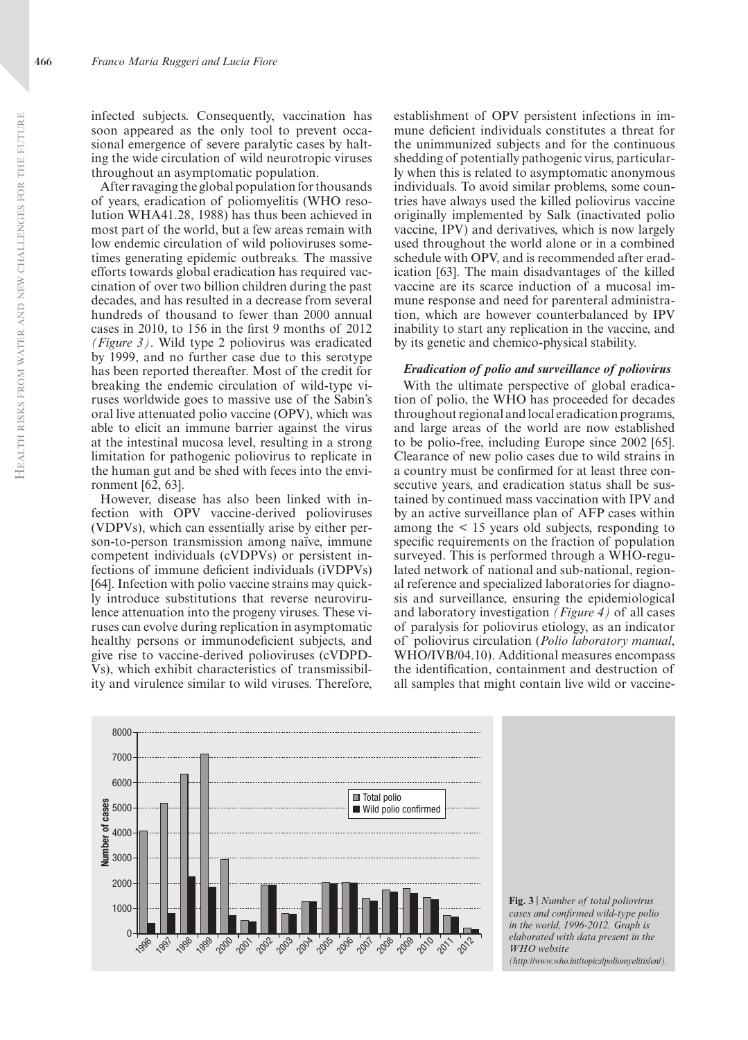infected subjects. Consequently, vaccination has soon appeared as the only tool to prevent occasional emergence of severe paralytic cases by halting the wide circulation of wild neurotropic viruses throughout an asymptomatic population.

After ravaging the global population for thousands of years, eradication of poliomyelitis (WHO resolution WHA41.28, 1988) has thus been achieved in most part of the world, but a few areas remain with low endemic circulation of wild polioviruses sometimes generating epidemic outbreaks. The massive efforts towards global eradication has required vaccination of over two billion children during the past decades, and has resulted in a decrease from several hundreds of thousand to fewer than 2000 annual cases in 2010, to 156 in the first 9 months of 2012 *(Figure 3)*. Wild type 2 poliovirus was eradicated by 1999, and no further case due to this serotype has been reported thereafter. Most of the credit for breaking the endemic circulation of wild-type viruses worldwide goes to massive use of the Sabin's oral live attenuated polio vaccine (OPV), which was able to elicit an immune barrier against the virus at the intestinal mucosa level, resulting in a strong limitation for pathogenic poliovirus to replicate in the human gut and be shed with feces into the environment [62, 63].

However, disease has also been linked with infection with OPV vaccine-derived polioviruses (VDPVs), which can essentially arise by either person-to-person transmission among naïve, immune competent individuals (cVDPVs) or persistent infections of immune deficient individuals (iVDPVs) [64]. Infection with polio vaccine strains may quickly introduce substitutions that reverse neurovirulence attenuation into the progeny viruses. These viruses can evolve during replication in asymptomatic healthy persons or immunodeficient subjects, and give rise to vaccine-derived polioviruses (cVDPD-Vs), which exhibit characteristics of transmissibility and virulence similar to wild viruses. Therefore, establishment of OPV persistent infections in immune deficient individuals constitutes a threat for the unimmunized subjects and for the continuous shedding of potentially pathogenic virus, particularly when this is related to asymptomatic anonymous individuals. To avoid similar problems, some countries have always used the killed poliovirus vaccine originally implemented by Salk (inactivated polio vaccine, IPV) and derivatives, which is now largely used throughout the world alone or in a combined schedule with OPV, and is recommended after eradication [63]. The main disadvantages of the killed vaccine are its scarce induction of a mucosal immune response and need for parenteral administration, which are however counterbalanced by IPV inability to start any replication in the vaccine, and by its genetic and chemico-physical stability.

### *Eradication of polio and surveillance of poliovirus*

With the ultimate perspective of global eradication of polio, the WHO has proceeded for decades throughout regional and local eradication programs, and large areas of the world are now established to be polio-free, including Europe since 2002 [65]. Clearance of new polio cases due to wild strains in a country must be confirmed for at least three consecutive years, and eradication status shall be sustained by continued mass vaccination with IPV and by an active surveillance plan of AFP cases within among the < 15 years old subjects, responding to specific requirements on the fraction of population surveyed. This is performed through a WHO-regulated network of national and sub-national, regional reference and specialized laboratories for diagnosis and surveillance, ensuring the epidemiological and laboratory investigation *(Figure 4)* of all cases of paralysis for poliovirus etiology, as an indicator of poliovirus circulation (*Polio laboratory manual*, WHO/IVB/04.10). Additional measures encompass the identification, containment and destruction of all samples that might contain live wild or vaccine-

Number of cases
8000
7000
6000
5000
4000
3000
2000
1000
0
1996 1997 1998 1999 2000 2001 2002 2003 2004 2005 2006 2007 2008 2009 2010 2011 2012
Total polio
Wild polio confirmed

**Fig. 3 |** *Number of total poliovirus cases and confirmed wild-type polio in the world, 1996-2012. Graph is elaborated with data present in the WHO website (http://www.who.int/topics/poliomyelitis/en/).*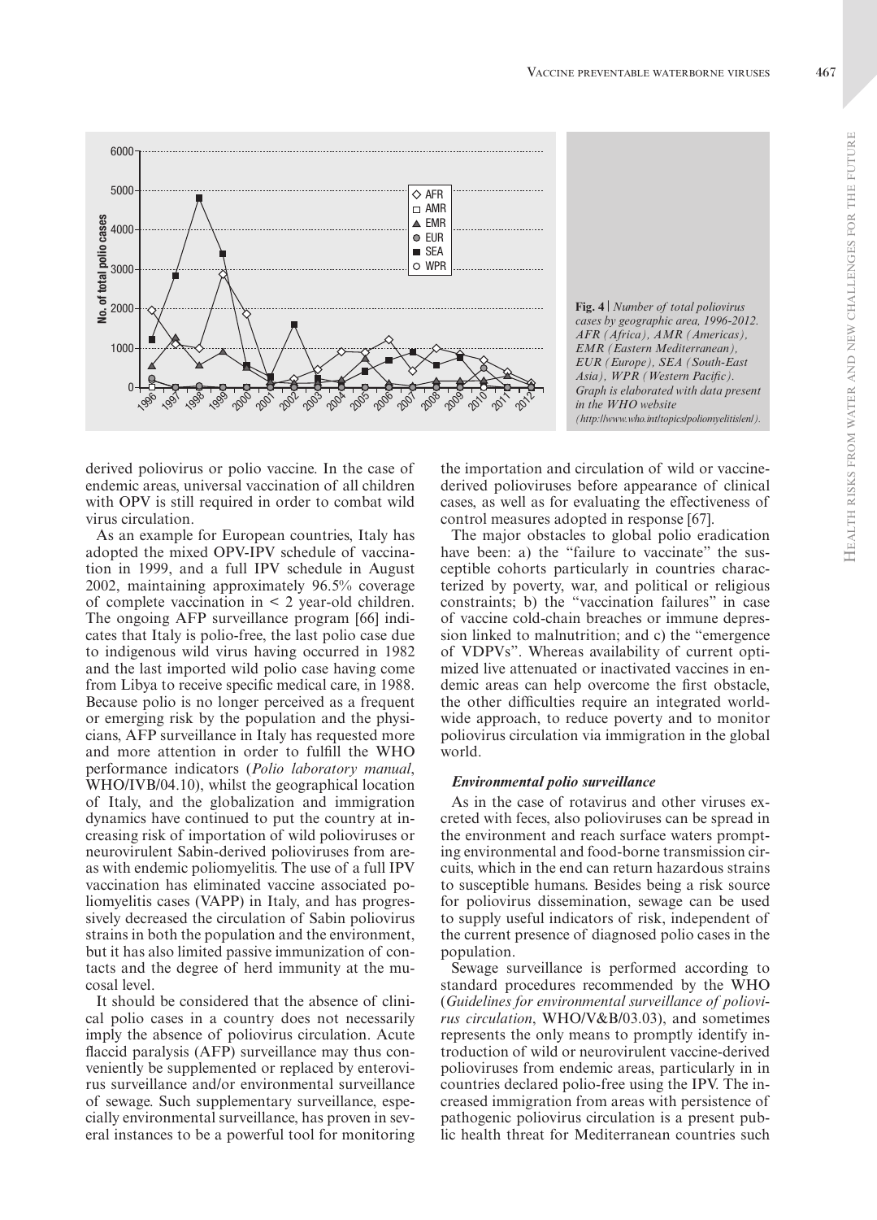6000

5000

4000

3000

2000

1000

0

No. of total polio cases

1996 1997 1998 1999 2000 2001 2002 2003 2004 2005 2006 2007 2008 2009 2010 2011 2012

AFR
AMR
EMR
EUR
SEA
WPR

**Fig. 4** | *Number of total poliovirus cases by geographic area, 1996-2012. AFR (Africa), AMR (Americas), EMR (Eastern Mediterranean), EUR (Europe), SEA (South-East Asia), WPR (Western Pacific). Graph is elaborated with data present in the WHO website (http://www.who.int/topics/poliomyelitis/en/).*

derived poliovirus or polio vaccine. In the case of endemic areas, universal vaccination of all children with OPV is still required in order to combat wild virus circulation.

As an example for European countries, Italy has adopted the mixed OPV-IPV schedule of vaccination in 1999, and a full IPV schedule in August 2002, maintaining approximately 96.5% coverage of complete vaccination in < 2 year-old children. The ongoing AFP surveillance program [66] indicates that Italy is polio-free, the last polio case due to indigenous wild virus having occurred in 1982 and the last imported wild polio case having come from Libya to receive specific medical care, in 1988. Because polio is no longer perceived as a frequent or emerging risk by the population and the physicians, AFP surveillance in Italy has requested more and more attention in order to fulfill the WHO performance indicators (*Polio laboratory manual*, WHO/IVB/04.10), whilst the geographical location of Italy, and the globalization and immigration dynamics have continued to put the country at increasing risk of importation of wild polioviruses or neurovirulent Sabin-derived polioviruses from areas with endemic poliomyelitis. The use of a full IPV vaccination has eliminated vaccine associated poliomyelitis cases (VAPP) in Italy, and has progressively decreased the circulation of Sabin poliovirus strains in both the population and the environment, but it has also limited passive immunization of contacts and the degree of herd immunity at the mucosal level.

It should be considered that the absence of clinical polio cases in a country does not necessarily imply the absence of poliovirus circulation. Acute flaccid paralysis (AFP) surveillance may thus conveniently be supplemented or replaced by enterovirus surveillance and/or environmental surveillance of sewage. Such supplementary surveillance, especially environmental surveillance, has proven in several instances to be a powerful tool for monitoring the importation and circulation of wild or vaccine-derived polioviruses before appearance of clinical cases, as well as for evaluating the effectiveness of control measures adopted in response [67].

The major obstacles to global polio eradication have been: a) the "failure to vaccinate" the susceptible cohorts particularly in countries characterized by poverty, war, and political or religious constraints; b) the "vaccination failures" in case of vaccine cold-chain breaches or immune depression linked to malnutrition; and c) the "emergence of VDPVs". Whereas availability of current optimized live attenuated or inactivated vaccines in endemic areas can help overcome the first obstacle, the other difficulties require an integrated worldwide approach, to reduce poverty and to monitor poliovirus circulation via immigration in the global world.

### *Environmental polio surveillance*

As in the case of rotavirus and other viruses excreted with feces, also polioviruses can be spread in the environment and reach surface waters prompting environmental and food-borne transmission circuits, which in the end can return hazardous strains to susceptible humans. Besides being a risk source for poliovirus dissemination, sewage can be used to supply useful indicators of risk, independent of the current presence of diagnosed polio cases in the population.

Sewage surveillance is performed according to standard procedures recommended by the WHO (*Guidelines for environmental surveillance of poliovirus circulation*, WHO/V&B/03.03), and sometimes represents the only means to promptly identify introduction of wild or neurovirulent vaccine-derived polioviruses from endemic areas, particularly in in countries declared polio-free using the IPV. The increased immigration from areas with persistence of pathogenic poliovirus circulation is a present public health threat for Mediterranean countries such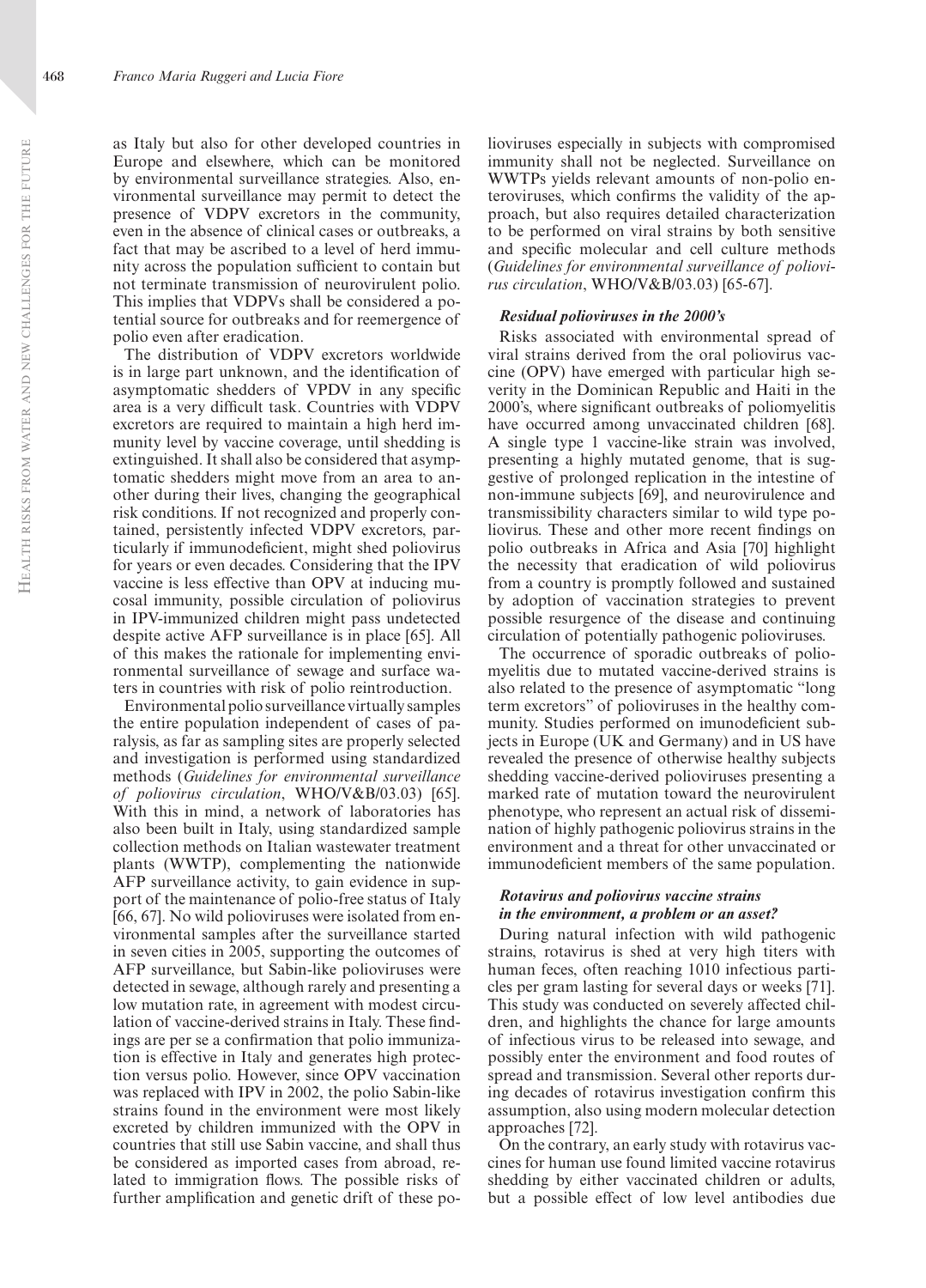as Italy but also for other developed countries in Europe and elsewhere, which can be monitored by environmental surveillance strategies. Also, environmental surveillance may permit to detect the presence of VDPV excretors in the community, even in the absence of clinical cases or outbreaks, a fact that may be ascribed to a level of herd immunity across the population sufficient to contain but not terminate transmission of neurovirulent polio. This implies that VDPVs shall be considered a potential source for outbreaks and for reemergence of polio even after eradication.

The distribution of VDPV excretors worldwide is in large part unknown, and the identification of asymptomatic shedders of VPDV in any specific area is a very difficult task. Countries with VDPV excretors are required to maintain a high herd immunity level by vaccine coverage, until shedding is extinguished. It shall also be considered that asymptomatic shedders might move from an area to another during their lives, changing the geographical risk conditions. If not recognized and properly contained, persistently infected VDPV excretors, particularly if immunodeficient, might shed poliovirus for years or even decades. Considering that the IPV vaccine is less effective than OPV at inducing mucosal immunity, possible circulation of poliovirus in IPV-immunized children might pass undetected despite active AFP surveillance is in place [65]. All of this makes the rationale for implementing environmental surveillance of sewage and surface waters in countries with risk of polio reintroduction.

Environmental polio surveillance virtually samples the entire population independent of cases of paralysis, as far as sampling sites are properly selected and investigation is performed using standardized methods (*Guidelines for environmental surveillance of poliovirus circulation*, WHO/V&B/03.03) [65]. With this in mind, a network of laboratories has also been built in Italy, using standardized sample collection methods on Italian wastewater treatment plants (WWTP), complementing the nationwide AFP surveillance activity, to gain evidence in support of the maintenance of polio-free status of Italy [66, 67]. No wild polioviruses were isolated from environmental samples after the surveillance started in seven cities in 2005, supporting the outcomes of AFP surveillance, but Sabin-like polioviruses were detected in sewage, although rarely and presenting a low mutation rate, in agreement with modest circulation of vaccine-derived strains in Italy. These findings are per se a confirmation that polio immunization is effective in Italy and generates high protection versus polio. However, since OPV vaccination was replaced with IPV in 2002, the polio Sabin-like strains found in the environment were most likely excreted by children immunized with the OPV in countries that still use Sabin vaccine, and shall thus be considered as imported cases from abroad, related to immigration flows. The possible risks of further amplification and genetic drift of these polioviruses especially in subjects with compromised immunity shall not be neglected. Surveillance on WWTPs yields relevant amounts of non-polio enteroviruses, which confirms the validity of the approach, but also requires detailed characterization to be performed on viral strains by both sensitive and specific molecular and cell culture methods (*Guidelines for environmental surveillance of poliovirus circulation*, WHO/V&B/03.03) [65-67].

### *Residual polioviruses in the 2000's*

Risks associated with environmental spread of viral strains derived from the oral poliovirus vaccine (OPV) have emerged with particular high severity in the Dominican Republic and Haiti in the 2000's, where significant outbreaks of poliomyelitis have occurred among unvaccinated children [68]. A single type 1 vaccine-like strain was involved, presenting a highly mutated genome, that is suggestive of prolonged replication in the intestine of non-immune subjects [69], and neurovirulence and transmissibility characters similar to wild type poliovirus. These and other more recent findings on polio outbreaks in Africa and Asia [70] highlight the necessity that eradication of wild poliovirus from a country is promptly followed and sustained by adoption of vaccination strategies to prevent possible resurgence of the disease and continuing circulation of potentially pathogenic polioviruses.

The occurrence of sporadic outbreaks of poliomyelitis due to mutated vaccine-derived strains is also related to the presence of asymptomatic "long term excretors" of polioviruses in the healthy community. Studies performed on imunodeficient subjects in Europe (UK and Germany) and in US have revealed the presence of otherwise healthy subjects shedding vaccine-derived polioviruses presenting a marked rate of mutation toward the neurovirulent phenotype, who represent an actual risk of dissemination of highly pathogenic poliovirus strains in the environment and a threat for other unvaccinated or immunodeficient members of the same population.

### *Rotavirus and poliovirus vaccine strains in the environment, a problem or an asset?*

During natural infection with wild pathogenic strains, rotavirus is shed at very high titers with human feces, often reaching 1010 infectious particles per gram lasting for several days or weeks [71]. This study was conducted on severely affected children, and highlights the chance for large amounts of infectious virus to be released into sewage, and possibly enter the environment and food routes of spread and transmission. Several other reports during decades of rotavirus investigation confirm this assumption, also using modern molecular detection approaches [72].

On the contrary, an early study with rotavirus vaccines for human use found limited vaccine rotavirus shedding by either vaccinated children or adults, but a possible effect of low level antibodies due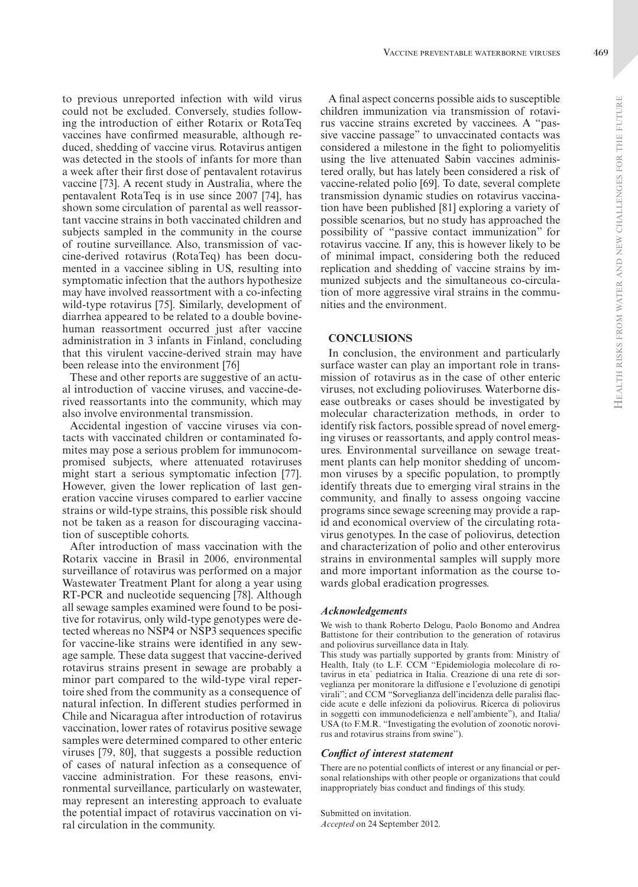to previous unreported infection with wild virus could not be excluded. Conversely, studies following the introduction of either Rotarix or RotaTeq vaccines have confirmed measurable, although reduced, shedding of vaccine virus. Rotavirus antigen was detected in the stools of infants for more than a week after their first dose of pentavalent rotavirus vaccine [73]. A recent study in Australia, where the pentavalent RotaTeq is in use since 2007 [74], has shown some circulation of parental as well reassortant vaccine strains in both vaccinated children and subjects sampled in the community in the course of routine surveillance. Also, transmission of vaccine-derived rotavirus (RotaTeq) has been documented in a vaccinee sibling in US, resulting into symptomatic infection that the authors hypothesize may have involved reassortment with a co-infecting wild-type rotavirus [75]. Similarly, development of diarrhea appeared to be related to a double bovine-human reassortment occurred just after vaccine administration in 3 infants in Finland, concluding that this virulent vaccine-derived strain may have been release into the environment [76]

These and other reports are suggestive of an actual introduction of vaccine viruses, and vaccine-derived reassortants into the community, which may also involve environmental transmission.

Accidental ingestion of vaccine viruses via contacts with vaccinated children or contaminated fomites may pose a serious problem for immunocompromised subjects, where attenuated rotaviruses might start a serious symptomatic infection [77]. However, given the lower replication of last generation vaccine viruses compared to earlier vaccine strains or wild-type strains, this possible risk should not be taken as a reason for discouraging vaccination of susceptible cohorts.

After introduction of mass vaccination with the Rotarix vaccine in Brasil in 2006, environmental surveillance of rotavirus was performed on a major Wastewater Treatment Plant for along a year using RT-PCR and nucleotide sequencing [78]. Although all sewage samples examined were found to be positive for rotavirus, only wild-type genotypes were detected whereas no NSP4 or NSP3 sequences specific for vaccine-like strains were identified in any sewage sample. These data suggest that vaccine-derived rotavirus strains present in sewage are probably a minor part compared to the wild-type viral repertoire shed from the community as a consequence of natural infection. In different studies performed in Chile and Nicaragua after introduction of rotavirus vaccination, lower rates of rotavirus positive sewage samples were determined compared to other enteric viruses [79, 80], that suggests a possible reduction of cases of natural infection as a consequence of vaccine administration. For these reasons, environmental surveillance, particularly on wastewater, may represent an interesting approach to evaluate the potential impact of rotavirus vaccination on viral circulation in the community.

A final aspect concerns possible aids to susceptible children immunization via transmission of rotavirus vaccine strains excreted by vaccinees. A "passive vaccine passage" to unvaccinated contacts was considered a milestone in the fight to poliomyelitis using the live attenuated Sabin vaccines administered orally, but has lately been considered a risk of vaccine-related polio [69]. To date, several complete transmission dynamic studies on rotavirus vaccination have been published [81] exploring a variety of possible scenarios, but no study has approached the possibility of "passive contact immunization" for rotavirus vaccine. If any, this is however likely to be of minimal impact, considering both the reduced replication and shedding of vaccine strains by immunized subjects and the simultaneous co-circulation of more aggressive viral strains in the communities and the environment.

## CONCLUSIONS

In conclusion, the environment and particularly surface waster can play an important role in transmission of rotavirus as in the case of other enteric viruses, not excluding polioviruses. Waterborne disease outbreaks or cases should be investigated by molecular characterization methods, in order to identify risk factors, possible spread of novel emerging viruses or reassortants, and apply control measures. Environmental surveillance on sewage treatment plants can help monitor shedding of uncommon viruses by a specific population, to promptly identify threats due to emerging viral strains in the community, and finally to assess ongoing vaccine programs since sewage screening may provide a rapid and economical overview of the circulating rotavirus genotypes. In the case of poliovirus, detection and characterization of polio and other enterovirus strains in environmental samples will supply more and more important information as the course towards global eradication progresses.

### *Acknowledgements*

We wish to thank Roberto Delogu, Paolo Bonomo and Andrea Battistone for their contribution to the generation of rotavirus and poliovirus surveillance data in Italy.

This study was partially supported by grants from: Ministry of Health, Italy (to L.F. CCM "Epidemiologia molecolare di rotavirus in eta` pediatrica in Italia. Creazione di una rete di sorveglianza per monitorare la diffusione e l'evoluzione di genotipi virali"; and CCM "Sorveglianza dell'incidenza delle paralisi flaccide acute e delle infezioni da poliovirus. Ricerca di poliovirus in soggetti con immunodeficienza e nell'ambiente"), and Italia/USA (to F.M.R. "Investigating the evolution of zoonotic norovirus and rotavirus strains from swine").

### *Conflict of interest statement*

There are no potential conflicts of interest or any financial or personal relationships with other people or organizations that could inappropriately bias conduct and findings of this study.

Submitted on invitation.
*Accepted* on 24 September 2012.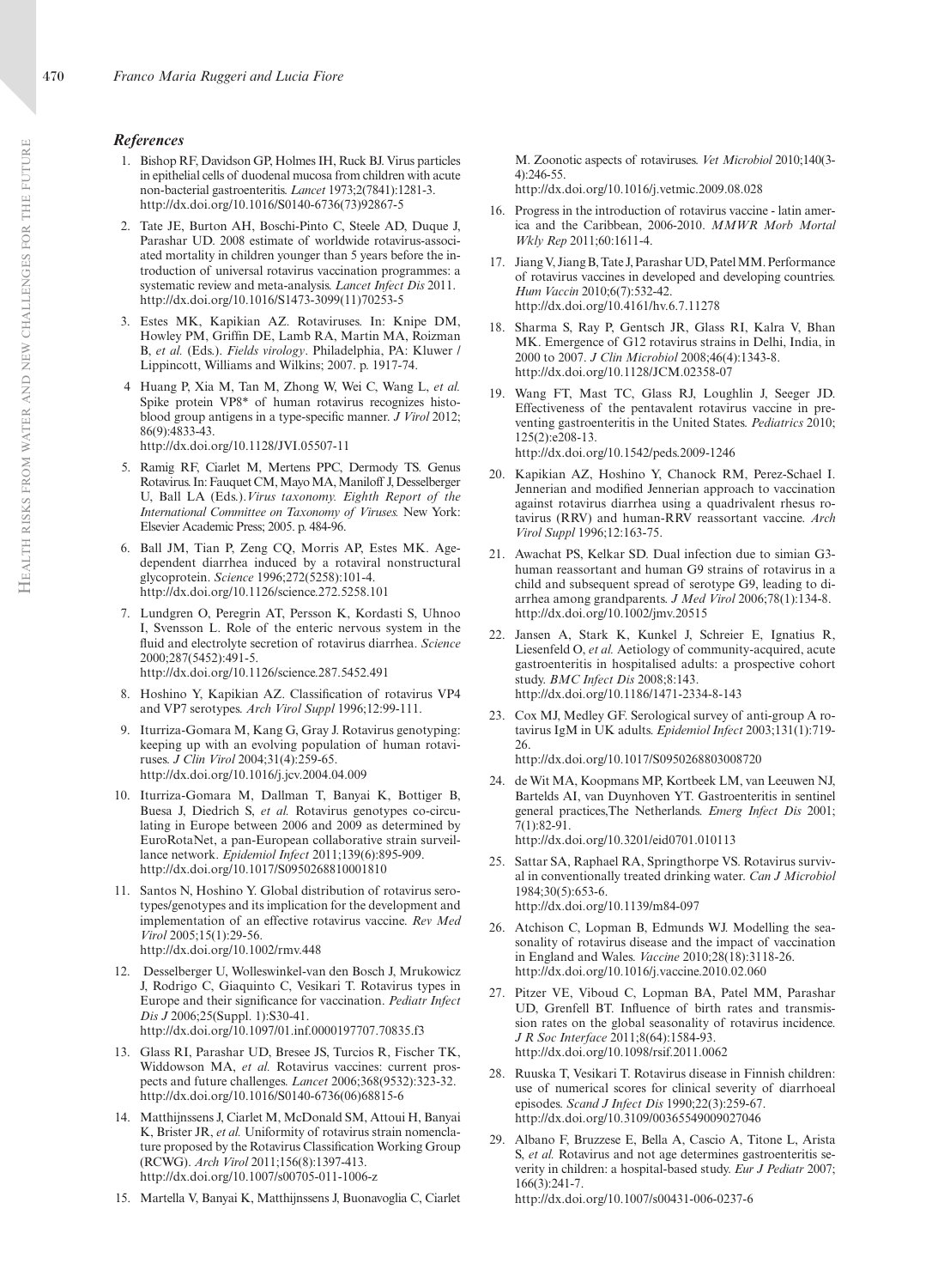### *References*

1. Bishop RF, Davidson GP, Holmes IH, Ruck BJ. Virus particles in epithelial cells of duodenal mucosa from children with acute non-bacterial gastroenteritis. *Lancet* 1973;2(7841):1281-3. http://dx.doi.org/10.1016/S0140-6736(73)92867-5
2. Tate JE, Burton AH, Boschi-Pinto C, Steele AD, Duque J, Parashar UD. 2008 estimate of worldwide rotavirus-associated mortality in children younger than 5 years before the introduction of universal rotavirus vaccination programmes: a systematic review and meta-analysis. *Lancet Infect Dis* 2011. http://dx.doi.org/10.1016/S1473-3099(11)70253-5
3. Estes MK, Kapikian AZ. Rotaviruses. In: Knipe DM, Howley PM, Griffin DE, Lamb RA, Martin MA, Roizman B, *et al.* (Eds.). *Fields virology*. Philadelphia, PA: Kluwer / Lippincott, Williams and Wilkins; 2007. p. 1917-74.
4. Huang P, Xia M, Tan M, Zhong W, Wei C, Wang L, *et al.* Spike protein VP8* of human rotavirus recognizes histo-blood group antigens in a type-specific manner. *J Virol* 2012; 86(9):4833-43. http://dx.doi.org/10.1128/JVI.05507-11
5. Ramig RF, Ciarlet M, Mertens PPC, Dermody TS. Genus Rotavirus. In: Fauquet CM, Mayo MA, Maniloff J, Desselberger U, Ball LA (Eds.). *Virus taxonomy. Eighth Report of the International Committee on Taxonomy of Viruses.* New York: Elsevier Academic Press; 2005. p. 484-96.
6. Ball JM, Tian P, Zeng CQ, Morris AP, Estes MK. Age-dependent diarrhea induced by a rotaviral nonstructural glycoprotein. *Science* 1996;272(5258):101-4. http://dx.doi.org/10.1126/science.272.5258.101
7. Lundgren O, Peregrin AT, Persson K, Kordasti S, Uhnoo I, Svensson L. Role of the enteric nervous system in the fluid and electrolyte secretion of rotavirus diarrhea. *Science* 2000;287(5452):491-5. http://dx.doi.org/10.1126/science.287.5452.491
8. Hoshino Y, Kapikian AZ. Classification of rotavirus VP4 and VP7 serotypes. *Arch Virol Suppl* 1996;12:99-111.
9. Iturriza-Gomara M, Kang G, Gray J. Rotavirus genotyping: keeping up with an evolving population of human rotaviruses. *J Clin Virol* 2004;31(4):259-65. http://dx.doi.org/10.1016/j.jcv.2004.04.009
10. Iturriza-Gomara M, Dallman T, Banyai K, Bottiger B, Buesa J, Diedrich S, *et al.* Rotavirus genotypes co-circulating in Europe between 2006 and 2009 as determined by EuroRotaNet, a pan-European collaborative strain surveillance network. *Epidemiol Infect* 2011;139(6):895-909. http://dx.doi.org/10.1017/S0950268810001810
11. Santos N, Hoshino Y. Global distribution of rotavirus serotypes/genotypes and its implication for the development and implementation of an effective rotavirus vaccine. *Rev Med Virol* 2005;15(1):29-56. http://dx.doi.org/10.1002/rmv.448
12. Desselberger U, Wolleswinkel-van den Bosch J, Mrukowicz J, Rodrigo C, Giaquinto C, Vesikari T. Rotavirus types in Europe and their significance for vaccination. *Pediatr Infect Dis J* 2006;25(Suppl. 1):S30-41. http://dx.doi.org/10.1097/01.inf.0000197707.70835.f3
13. Glass RI, Parashar UD, Bresee JS, Turcios R, Fischer TK, Widdowson MA, *et al.* Rotavirus vaccines: current prospects and future challenges. *Lancet* 2006;368(9532):323-32. http://dx.doi.org/10.1016/S0140-6736(06)68815-6
14. Matthijnssens J, Ciarlet M, McDonald SM, Attoui H, Banyai K, Brister JR, *et al.* Uniformity of rotavirus strain nomenclature proposed by the Rotavirus Classification Working Group (RCWG). *Arch Virol* 2011;156(8):1397-413. http://dx.doi.org/10.1007/s00705-011-1006-z
15. Martella V, Banyai K, Matthijnssens J, Buonavoglia C, Ciarlet M. Zoonotic aspects of rotaviruses. *Vet Microbiol* 2010;140(3-4):246-55. http://dx.doi.org/10.1016/j.vetmic.2009.08.028
16. Progress in the introduction of rotavirus vaccine - latin america and the Caribbean, 2006-2010. *MMWR Morb Mortal Wkly Rep* 2011;60:1611-4.
17. Jiang V, Jiang B, Tate J, Parashar UD, Patel MM. Performance of rotavirus vaccines in developed and developing countries. *Hum Vaccin* 2010;6(7):532-42. http://dx.doi.org/10.4161/hv.6.7.11278
18. Sharma S, Ray P, Gentsch JR, Glass RI, Kalra V, Bhan MK. Emergence of G12 rotavirus strains in Delhi, India, in 2000 to 2007. *J Clin Microbiol* 2008;46(4):1343-8. http://dx.doi.org/10.1128/JCM.02358-07
19. Wang FT, Mast TC, Glass RJ, Loughlin J, Seeger JD. Effectiveness of the pentavalent rotavirus vaccine in preventing gastroenteritis in the United States. *Pediatrics* 2010; 125(2):e208-13. http://dx.doi.org/10.1542/peds.2009-1246
20. Kapikian AZ, Hoshino Y, Chanock RM, Perez-Schael I. Jennerian and modified Jennerian approach to vaccination against rotavirus diarrhea using a quadrivalent rhesus rotavirus (RRV) and human-RRV reassortant vaccine. *Arch Virol Suppl* 1996;12:163-75.
21. Awachat PS, Kelkar SD. Dual infection due to simian G3-human reassortant and human G9 strains of rotavirus in a child and subsequent spread of serotype G9, leading to diarrhea among grandparents. *J Med Virol* 2006;78(1):134-8. http://dx.doi.org/10.1002/jmv.20515
22. Jansen A, Stark K, Kunkel J, Schreier E, Ignatius R, Liesenfeld O, *et al.* Aetiology of community-acquired, acute gastroenteritis in hospitalised adults: a prospective cohort study. *BMC Infect Dis* 2008;8:143. http://dx.doi.org/10.1186/1471-2334-8-143
23. Cox MJ, Medley GF. Serological survey of anti-group A rotavirus IgM in UK adults. *Epidemiol Infect* 2003;131(1):719-26. http://dx.doi.org/10.1017/S0950268803008720
24. de Wit MA, Koopmans MP, Kortbeek LM, van Leeuwen NJ, Bartelds AI, van Duynhoven YT. Gastroenteritis in sentinel general practices,The Netherlands. *Emerg Infect Dis* 2001; 7(1):82-91. http://dx.doi.org/10.3201/eid0701.010113
25. Sattar SA, Raphael RA, Springthorpe VS. Rotavirus survival in conventionally treated drinking water. *Can J Microbiol* 1984;30(5):653-6. http://dx.doi.org/10.1139/m84-097
26. Atchison C, Lopman B, Edmunds WJ. Modelling the seasonality of rotavirus disease and the impact of vaccination in England and Wales. *Vaccine* 2010;28(18):3118-26. http://dx.doi.org/10.1016/j.vaccine.2010.02.060
27. Pitzer VE, Viboud C, Lopman BA, Patel MM, Parashar UD, Grenfell BT. Influence of birth rates and transmission rates on the global seasonality of rotavirus incidence. *J R Soc Interface* 2011;8(64):1584-93. http://dx.doi.org/10.1098/rsif.2011.0062
28. Ruuska T, Vesikari T. Rotavirus disease in Finnish children: use of numerical scores for clinical severity of diarrhoeal episodes. *Scand J Infect Dis* 1990;22(3):259-67. http://dx.doi.org/10.3109/00365549009027046
29. Albano F, Bruzzese E, Bella A, Cascio A, Titone L, Arista S, *et al.* Rotavirus and not age determines gastroenteritis severity in children: a hospital-based study. *Eur J Pediatr* 2007; 166(3):241-7. http://dx.doi.org/10.1007/s00431-006-0237-6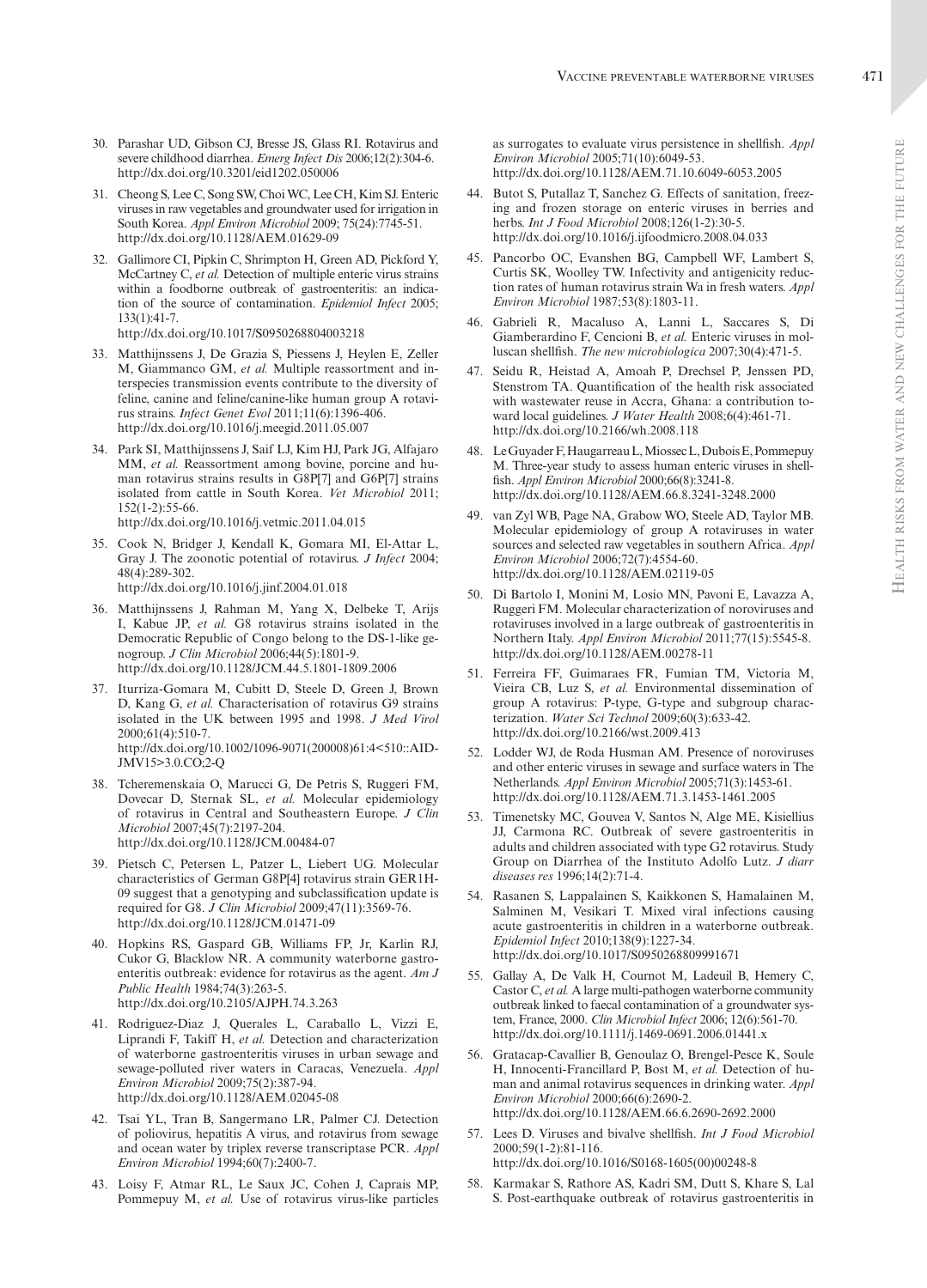30. Parashar UD, Gibson CJ, Bresse JS, Glass RI. Rotavirus and severe childhood diarrhea. *Emerg Infect Dis* 2006;12(2):304-6. http://dx.doi.org/10.3201/eid1202.050006

31. Cheong S, Lee C, Song SW, Choi WC, Lee CH, Kim SJ. Enteric viruses in raw vegetables and groundwater used for irrigation in South Korea. *Appl Environ Microbiol* 2009; 75(24):7745-51. http://dx.doi.org/10.1128/AEM.01629-09

32. Gallimore CI, Pipkin C, Shrimpton H, Green AD, Pickford Y, McCartney C, *et al.* Detection of multiple enteric virus strains within a foodborne outbreak of gastroenteritis: an indication of the source of contamination. *Epidemiol Infect* 2005; 133(1):41-7. http://dx.doi.org/10.1017/S0950268804003218

33. Matthijnssens J, De Grazia S, Piessens J, Heylen E, Zeller M, Giammanco GM, *et al.* Multiple reassortment and interspecies transmission events contribute to the diversity of feline, canine and feline/canine-like human group A rotavirus strains. *Infect Genet Evol* 2011;11(6):1396-406. http://dx.doi.org/10.1016/j.meegid.2011.05.007

34. Park SI, Matthijnssens J, Saif LJ, Kim HJ, Park JG, Alfajaro MM, *et al.* Reassortment among bovine, porcine and human rotavirus strains results in G8P[7] and G6P[7] strains isolated from cattle in South Korea. *Vet Microbiol* 2011; 152(1-2):55-66. http://dx.doi.org/10.1016/j.vetmic.2011.04.015

35. Cook N, Bridger J, Kendall K, Gomara MI, El-Attar L, Gray J. The zoonotic potential of rotavirus. *J Infect* 2004; 48(4):289-302. http://dx.doi.org/10.1016/j.jinf.2004.01.018

36. Matthijnssens J, Rahman M, Yang X, Delbeke T, Arijs I, Kabue JP, *et al.* G8 rotavirus strains isolated in the Democratic Republic of Congo belong to the DS-1-like genogroup. *J Clin Microbiol* 2006;44(5):1801-9. http://dx.doi.org/10.1128/JCM.44.5.1801-1809.2006

37. Iturriza-Gomara M, Cubitt D, Steele D, Green J, Brown D, Kang G, *et al.* Characterisation of rotavirus G9 strains isolated in the UK between 1995 and 1998. *J Med Virol* 2000;61(4):510-7. http://dx.doi.org/10.1002/1096-9071(200008)61:4<510::AID-JMV15>3.0.CO;2-Q

38. Tcheremenskaia O, Marucci G, De Petris S, Ruggeri FM, Dovecar D, Sternak SL, *et al.* Molecular epidemiology of rotavirus in Central and Southeastern Europe. *J Clin Microbiol* 2007;45(7):2197-204. http://dx.doi.org/10.1128/JCM.00484-07

39. Pietsch C, Petersen L, Patzer L, Liebert UG. Molecular characteristics of German G8P[4] rotavirus strain GER1H-09 suggest that a genotyping and subclassification update is required for G8. *J Clin Microbiol* 2009;47(11):3569-76. http://dx.doi.org/10.1128/JCM.01471-09

40. Hopkins RS, Gaspard GB, Williams FP, Jr, Karlin RJ, Cukor G, Blacklow NR. A community waterborne gastroenteritis outbreak: evidence for rotavirus as the agent. *Am J Public Health* 1984;74(3):263-5. http://dx.doi.org/10.2105/AJPH.74.3.263

41. Rodriguez-Diaz J, Querales L, Caraballo L, Vizzi E, Liprandi F, Takiff H, *et al.* Detection and characterization of waterborne gastroenteritis viruses in urban sewage and sewage-polluted river waters in Caracas, Venezuela. *Appl Environ Microbiol* 2009;75(2):387-94. http://dx.doi.org/10.1128/AEM.02045-08

42. Tsai YL, Tran B, Sangermano LR, Palmer CJ. Detection of poliovirus, hepatitis A virus, and rotavirus from sewage and ocean water by triplex reverse transcriptase PCR. *Appl Environ Microbiol* 1994;60(7):2400-7.

43. Loisy F, Atmar RL, Le Saux JC, Cohen J, Caprais MP, Pommepuy M, *et al.* Use of rotavirus virus-like particles as surrogates to evaluate virus persistence in shellfish. *Appl Environ Microbiol* 2005;71(10):6049-53. http://dx.doi.org/10.1128/AEM.71.10.6049-6053.2005

44. Butot S, Putallaz T, Sanchez G. Effects of sanitation, freezing and frozen storage on enteric viruses in berries and herbs. *Int J Food Microbiol* 2008;126(1-2):30-5. http://dx.doi.org/10.1016/j.ijfoodmicro.2008.04.033

45. Pancorbo OC, Evanshen BG, Campbell WF, Lambert S, Curtis SK, Woolley TW. Infectivity and antigenicity reduction rates of human rotavirus strain Wa in fresh waters. *Appl Environ Microbiol* 1987;53(8):1803-11.

46. Gabrieli R, Macaluso A, Lanni L, Saccares S, Di Giamberardino F, Cencioni B, *et al.* Enteric viruses in molluscan shellfish. *The new microbiologica* 2007;30(4):471-5.

47. Seidu R, Heistad A, Amoah P, Drechsel P, Jenssen PD, Stenstrom TA. Quantification of the health risk associated with wastewater reuse in Accra, Ghana: a contribution toward local guidelines. *J Water Health* 2008;6(4):461-71. http://dx.doi.org/10.2166/wh.2008.118

48. Le Guyader F, Haugarreau L, Miossec L, Dubois E, Pommepuy M. Three-year study to assess human enteric viruses in shellfish. *Appl Environ Microbiol* 2000;66(8):3241-8. http://dx.doi.org/10.1128/AEM.66.8.3241-3248.2000

49. van Zyl WB, Page NA, Grabow WO, Steele AD, Taylor MB. Molecular epidemiology of group A rotaviruses in water sources and selected raw vegetables in southern Africa. *Appl Environ Microbiol* 2006;72(7):4554-60. http://dx.doi.org/10.1128/AEM.02119-05

50. Di Bartolo I, Monini M, Losio MN, Pavoni E, Lavazza A, Ruggeri FM. Molecular characterization of noroviruses and rotaviruses involved in a large outbreak of gastroenteritis in Northern Italy. *Appl Environ Microbiol* 2011;77(15):5545-8. http://dx.doi.org/10.1128/AEM.00278-11

51. Ferreira FF, Guimaraes FR, Fumian TM, Victoria M, Vieira CB, Luz S, *et al.* Environmental dissemination of group A rotavirus: P-type, G-type and subgroup characterization. *Water Sci Technol* 2009;60(3):633-42. http://dx.doi.org/10.2166/wst.2009.413

52. Lodder WJ, de Roda Husman AM. Presence of noroviruses and other enteric viruses in sewage and surface waters in The Netherlands. *Appl Environ Microbiol* 2005;71(3):1453-61. http://dx.doi.org/10.1128/AEM.71.3.1453-1461.2005

53. Timenetsky MC, Gouvea V, Santos N, Alge ME, Kisiellius JJ, Carmona RC. Outbreak of severe gastroenteritis in adults and children associated with type G2 rotavirus. Study Group on Diarrhea of the Instituto Adolfo Lutz. *J diarr diseases res* 1996;14(2):71-4.

54. Rasanen S, Lappalainen S, Kaikkonen S, Hamalainen M, Salminen M, Vesikari T. Mixed viral infections causing acute gastroenteritis in children in a waterborne outbreak. *Epidemiol Infect* 2010;138(9):1227-34. http://dx.doi.org/10.1017/S0950268809991671

55. Gallay A, De Valk H, Cournot M, Ladeuil B, Hemery C, Castor C, *et al.* A large multi-pathogen waterborne community outbreak linked to faecal contamination of a groundwater system, France, 2000. *Clin Microbiol Infect* 2006; 12(6):561-70. http://dx.doi.org/10.1111/j.1469-0691.2006.01441.x

56. Gratacap-Cavallier B, Genoulaz O, Brengel-Pesce K, Soule H, Innocenti-Francillard P, Bost M, *et al.* Detection of human and animal rotavirus sequences in drinking water. *Appl Environ Microbiol* 2000;66(6):2690-2. http://dx.doi.org/10.1128/AEM.66.6.2690-2692.2000

57. Lees D. Viruses and bivalve shellfish. *Int J Food Microbiol* 2000;59(1-2):81-116. http://dx.doi.org/10.1016/S0168-1605(00)00248-8

58. Karmakar S, Rathore AS, Kadri SM, Dutt S, Khare S, Lal S. Post-earthquake outbreak of rotavirus gastroenteritis in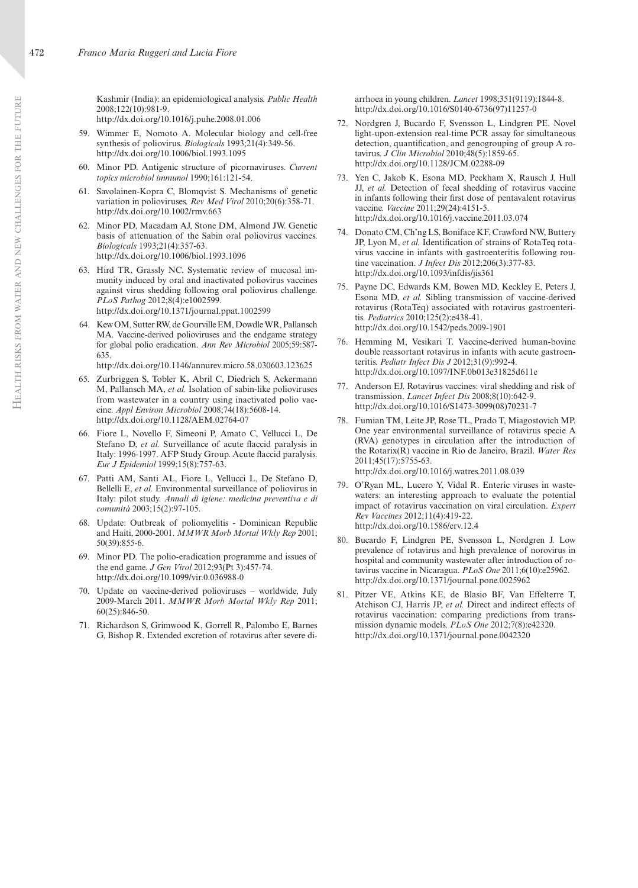Kashmir (India): an epidemiological analysis. *Public Health* 2008;122(10):981-9.
http://dx.doi.org/10.1016/j.puhe.2008.01.006

59. Wimmer E, Nomoto A. Molecular biology and cell-free synthesis of poliovirus. *Biologicals* 1993;21(4):349-56.
http://dx.doi.org/10.1006/biol.1993.1095
60. Minor PD. Antigenic structure of picornaviruses. *Current topics microbiol immunol* 1990;161:121-54.
61. Savolainen-Kopra C, Blomqvist S. Mechanisms of genetic variation in polioviruses. *Rev Med Virol* 2010;20(6):358-71.
http://dx.doi.org/10.1002/rmv.663
62. Minor PD, Macadam AJ, Stone DM, Almond JW. Genetic basis of attenuation of the Sabin oral poliovirus vaccines. *Biologicals* 1993;21(4):357-63.
http://dx.doi.org/10.1006/biol.1993.1096
63. Hird TR, Grassly NC. Systematic review of mucosal immunity induced by oral and inactivated poliovirus vaccines against virus shedding following oral poliovirus challenge. *PLoS Pathog* 2012;8(4):e1002599.
http://dx.doi.org/10.1371/journal.ppat.1002599
64. Kew OM, Sutter RW, de Gourville EM, Dowdle WR, Pallansch MA. Vaccine-derived polioviruses and the endgame strategy for global polio eradication. *Ann Rev Microbiol* 2005;59:587-635.
http://dx.doi.org/10.1146/annurev.micro.58.030603.123625
65. Zurbriggen S, Tobler K, Abril C, Diedrich S, Ackermann M, Pallansch MA, *et al.* Isolation of sabin-like polioviruses from wastewater in a country using inactivated polio vaccine. *Appl Environ Microbiol* 2008;74(18):5608-14.
http://dx.doi.org/10.1128/AEM.02764-07
66. Fiore L, Novello F, Simeoni P, Amato C, Vellucci L, De Stefano D, *et al.* Surveillance of acute flaccid paralysis in Italy: 1996-1997. AFP Study Group. Acute flaccid paralysis. *Eur J Epidemiol* 1999;15(8):757-63.
67. Patti AM, Santi AL, Fiore L, Vellucci L, De Stefano D, Bellelli E, *et al.* Environmental surveillance of poliovirus in Italy: pilot study. *Annali di igiene: medicina preventiva e di comunità* 2003;15(2):97-105.
68. Update: Outbreak of poliomyelitis - Dominican Republic and Haiti, 2000-2001. *MMWR Morb Mortal Wkly Rep* 2001; 50(39):855-6.
69. Minor PD. The polio-eradication programme and issues of the end game. *J Gen Virol* 2012;93(Pt 3):457-74.
http://dx.doi.org/10.1099/vir.0.036988-0
70. Update on vaccine-derived polioviruses – worldwide, July 2009-March 2011. *MMWR Morb Mortal Wkly Rep* 2011; 60(25):846-50.
71. Richardson S, Grimwood K, Gorrell R, Palombo E, Barnes G, Bishop R. Extended excretion of rotavirus after severe diarrhoea in young children. *Lancet* 1998;351(9119):1844-8.
http://dx.doi.org/10.1016/S0140-6736(97)11257-0
72. Nordgren J, Bucardo F, Svensson L, Lindgren PE. Novel light-upon-extension real-time PCR assay for simultaneous detection, quantification, and genogrouping of group A rotavirus. *J Clin Microbiol* 2010;48(5):1859-65.
http://dx.doi.org/10.1128/JCM.02288-09
73. Yen C, Jakob K, Esona MD, Peckham X, Rausch J, Hull JJ, *et al.* Detection of fecal shedding of rotavirus vaccine in infants following their first dose of pentavalent rotavirus vaccine. *Vaccine* 2011;29(24):4151-5.
http://dx.doi.org/10.1016/j.vaccine.2011.03.074
74. Donato CM, Ch'ng LS, Boniface KF, Crawford NW, Buttery JP, Lyon M, *et al.* Identification of strains of RotaTeq rotavirus vaccine in infants with gastroenteritis following routine vaccination. *J Infect Dis* 2012;206(3):377-83.
http://dx.doi.org/10.1093/infdis/jis361
75. Payne DC, Edwards KM, Bowen MD, Keckley E, Peters J, Esona MD, *et al.* Sibling transmission of vaccine-derived rotavirus (RotaTeq) associated with rotavirus gastroenteritis. *Pediatrics* 2010;125(2):e438-41.
http://dx.doi.org/10.1542/peds.2009-1901
76. Hemming M, Vesikari T. Vaccine-derived human-bovine double reassortant rotavirus in infants with acute gastroenteritis. *Pediatr Infect Dis J* 2012;31(9):992-4.
http://dx.doi.org/10.1097/INF.0b013e31825d611e
77. Anderson EJ. Rotavirus vaccines: viral shedding and risk of transmission. *Lancet Infect Dis* 2008;8(10):642-9.
http://dx.doi.org/10.1016/S1473-3099(08)70231-7
78. Fumian TM, Leite JP, Rose TL, Prado T, Miagostovich MP. One year environmental surveillance of rotavirus specie A (RVA) genotypes in circulation after the introduction of the Rotarix(R) vaccine in Rio de Janeiro, Brazil. *Water Res* 2011;45(17):5755-63.
http://dx.doi.org/10.1016/j.watres.2011.08.039
79. O'Ryan ML, Lucero Y, Vidal R. Enteric viruses in wastewaters: an interesting approach to evaluate the potential impact of rotavirus vaccination on viral circulation. *Expert Rev Vaccines* 2012;11(4):419-22.
http://dx.doi.org/10.1586/erv.12.4
80. Bucardo F, Lindgren PE, Svensson L, Nordgren J. Low prevalence of rotavirus and high prevalence of norovirus in hospital and community wastewater after introduction of rotavirus vaccine in Nicaragua. *PLoS One* 2011;6(10):e25962.
http://dx.doi.org/10.1371/journal.pone.0025962
81. Pitzer VE, Atkins KE, de Blasio BF, Van Effelterre T, Atchison CJ, Harris JP, *et al.* Direct and indirect effects of rotavirus vaccination: comparing predictions from transmission dynamic models. *PLoS One* 2012;7(8):e42320.
http://dx.doi.org/10.1371/journal.pone.0042320